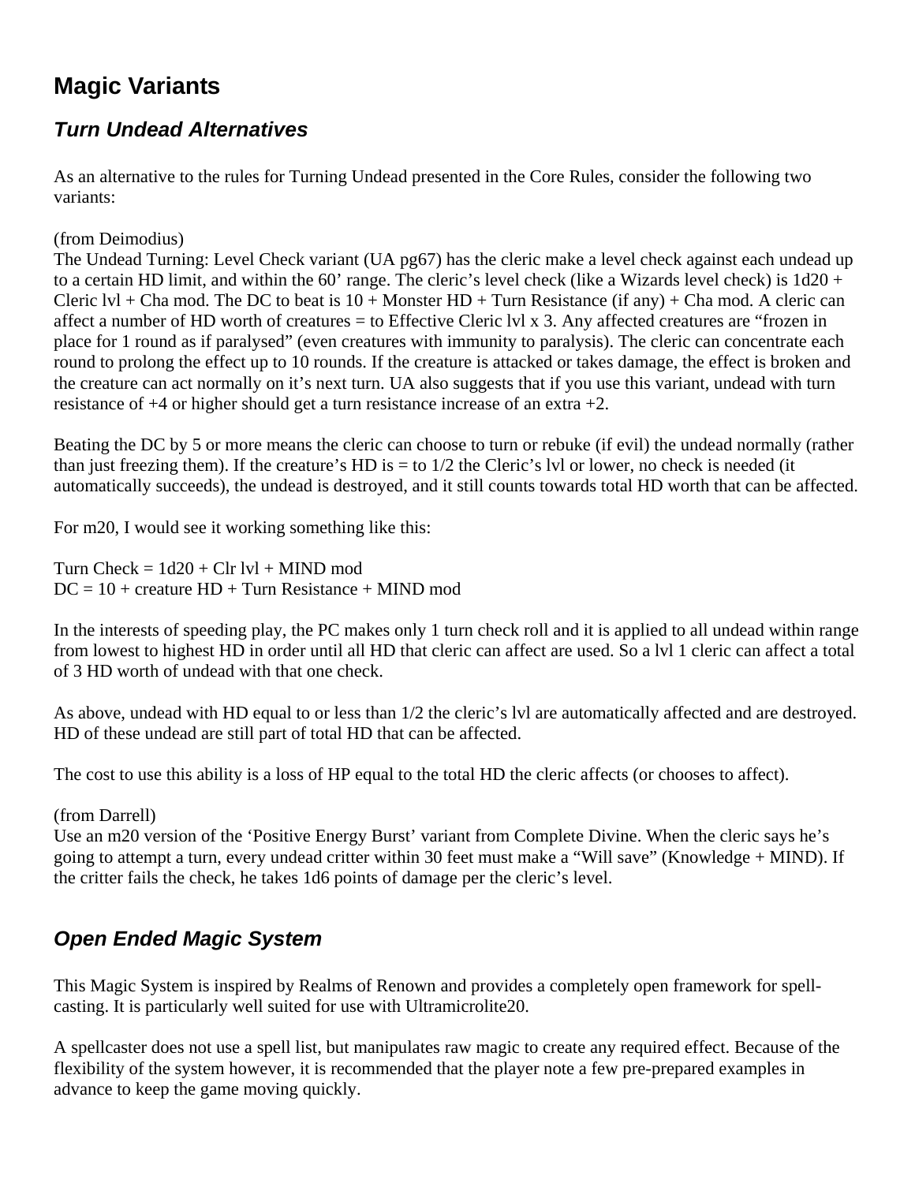# Magic Variants

## *Turn Undead Alternatives*

As an alternative to the rules for Turning Undead presented in the Core Rules, consider the following two variants:

(from Deimodius)
The Undead Turning: Level Check variant (UA pg67) has the cleric make a level check against each undead up to a certain HD limit, and within the 60' range. The cleric's level check (like a Wizards level check) is 1d20 + Cleric lvl + Cha mod. The DC to beat is 10 + Monster HD + Turn Resistance (if any) + Cha mod. A cleric can affect a number of HD worth of creatures = to Effective Cleric lvl x 3. Any affected creatures are "frozen in place for 1 round as if paralysed" (even creatures with immunity to paralysis). The cleric can concentrate each round to prolong the effect up to 10 rounds. If the creature is attacked or takes damage, the effect is broken and the creature can act normally on it's next turn. UA also suggests that if you use this variant, undead with turn resistance of +4 or higher should get a turn resistance increase of an extra +2.

Beating the DC by 5 or more means the cleric can choose to turn or rebuke (if evil) the undead normally (rather than just freezing them). If the creature's HD is = to 1/2 the Cleric's lvl or lower, no check is needed (it automatically succeeds), the undead is destroyed, and it still counts towards total HD worth that can be affected.

For m20, I would see it working something like this:

Turn Check = 1d20 + Clr lvl + MIND mod
DC = 10 + creature HD + Turn Resistance + MIND mod

In the interests of speeding play, the PC makes only 1 turn check roll and it is applied to all undead within range from lowest to highest HD in order until all HD that cleric can affect are used. So a lvl 1 cleric can affect a total of 3 HD worth of undead with that one check.

As above, undead with HD equal to or less than 1/2 the cleric's lvl are automatically affected and are destroyed. HD of these undead are still part of total HD that can be affected.

The cost to use this ability is a loss of HP equal to the total HD the cleric affects (or chooses to affect).

(from Darrell)
Use an m20 version of the 'Positive Energy Burst' variant from Complete Divine. When the cleric says he's going to attempt a turn, every undead critter within 30 feet must make a "Will save" (Knowledge + MIND). If the critter fails the check, he takes 1d6 points of damage per the cleric's level.

## *Open Ended Magic System*

This Magic System is inspired by Realms of Renown and provides a completely open framework for spell-casting. It is particularly well suited for use with Ultramicrolite20.

A spellcaster does not use a spell list, but manipulates raw magic to create any required effect. Because of the flexibility of the system however, it is recommended that the player note a few pre-prepared examples in advance to keep the game moving quickly.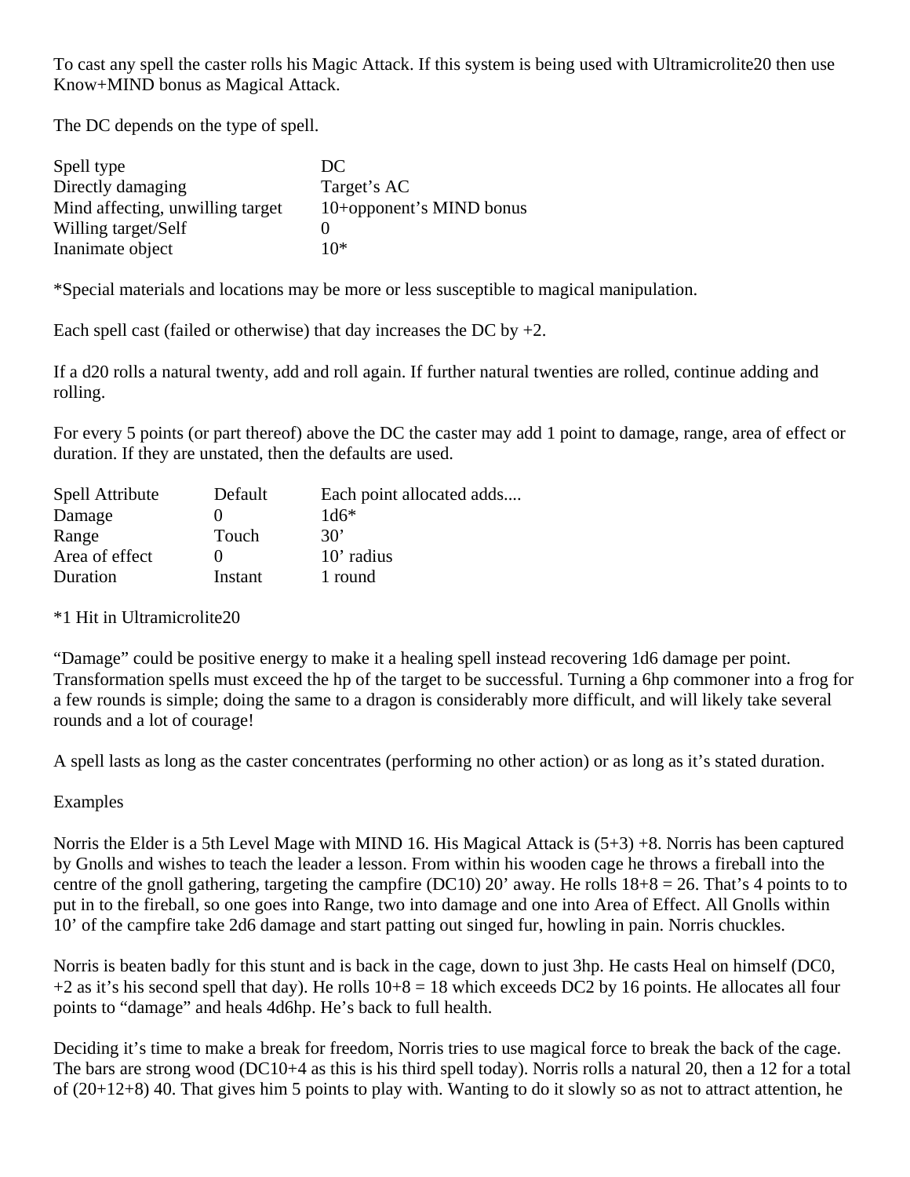To cast any spell the caster rolls his Magic Attack. If this system is being used with Ultramicrolite20 then use Know+MIND bonus as Magical Attack.

The DC depends on the type of spell.

| Spell type | DC |
|---|---|
| Directly damaging | Target's AC |
| Mind affecting, unwilling target | 10+opponent's MIND bonus |
| Willing target/Self | 0 |
| Inanimate object | 10* |

*Special materials and locations may be more or less susceptible to magical manipulation.

Each spell cast (failed or otherwise) that day increases the DC by +2.

If a d20 rolls a natural twenty, add and roll again. If further natural twenties are rolled, continue adding and rolling.

For every 5 points (or part thereof) above the DC the caster may add 1 point to damage, range, area of effect or duration. If they are unstated, then the defaults are used.

| Spell Attribute | Default | Each point allocated adds.... |
|---|---|---|
| Damage | 0 | 1d6* |
| Range | Touch | 30' |
| Area of effect | 0 | 10' radius |
| Duration | Instant | 1 round |

*1 Hit in Ultramicrolite20

"Damage" could be positive energy to make it a healing spell instead recovering 1d6 damage per point. Transformation spells must exceed the hp of the target to be successful. Turning a 6hp commoner into a frog for a few rounds is simple; doing the same to a dragon is considerably more difficult, and will likely take several rounds and a lot of courage!

A spell lasts as long as the caster concentrates (performing no other action) or as long as it's stated duration.

Examples

Norris the Elder is a 5th Level Mage with MIND 16. His Magical Attack is (5+3) +8. Norris has been captured by Gnolls and wishes to teach the leader a lesson. From within his wooden cage he throws a fireball into the centre of the gnoll gathering, targeting the campfire (DC10) 20' away. He rolls 18+8 = 26. That's 4 points to to put in to the fireball, so one goes into Range, two into damage and one into Area of Effect. All Gnolls within 10' of the campfire take 2d6 damage and start patting out singed fur, howling in pain. Norris chuckles.

Norris is beaten badly for this stunt and is back in the cage, down to just 3hp. He casts Heal on himself (DC0, +2 as it's his second spell that day). He rolls 10+8 = 18 which exceeds DC2 by 16 points. He allocates all four points to "damage" and heals 4d6hp. He's back to full health.

Deciding it's time to make a break for freedom, Norris tries to use magical force to break the back of the cage. The bars are strong wood (DC10+4 as this is his third spell today). Norris rolls a natural 20, then a 12 for a total of (20+12+8) 40. That gives him 5 points to play with. Wanting to do it slowly so as not to attract attention, he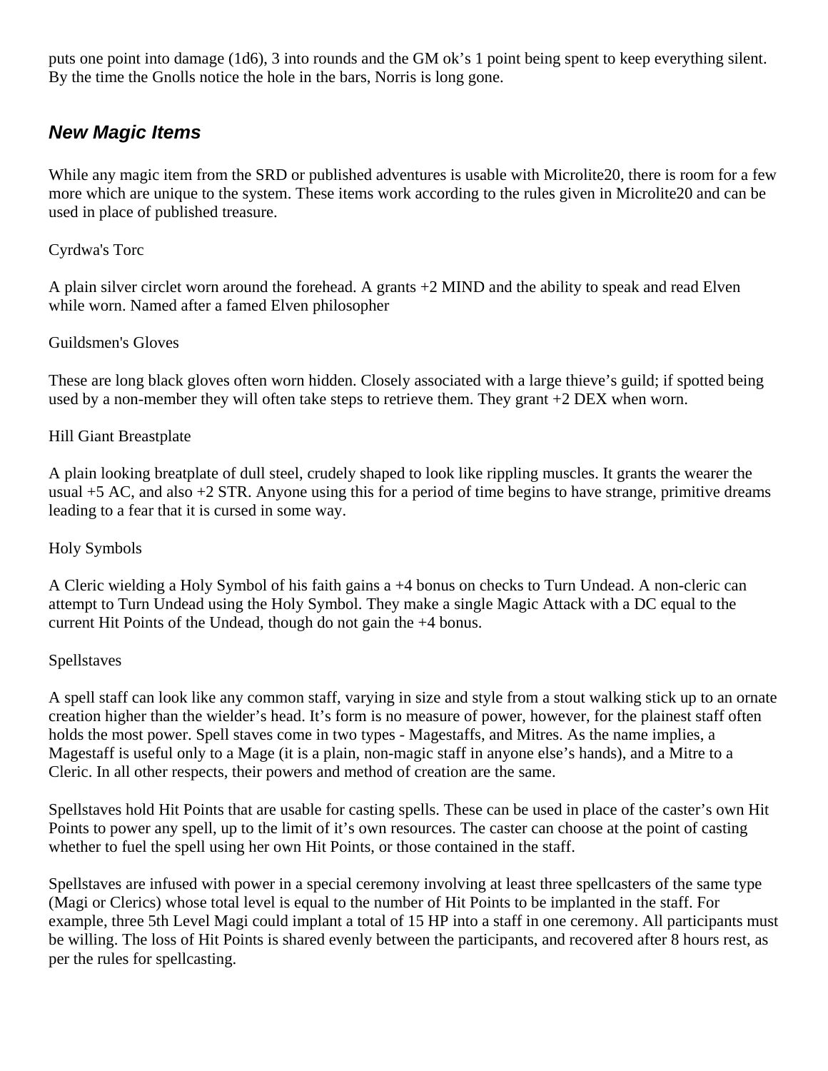puts one point into damage (1d6), 3 into rounds and the GM ok's 1 point being spent to keep everything silent. By the time the Gnolls notice the hole in the bars, Norris is long gone.

## *New Magic Items*

While any magic item from the SRD or published adventures is usable with Microlite20, there is room for a few more which are unique to the system. These items work according to the rules given in Microlite20 and can be used in place of published treasure.

Cyrdwa's Torc

A plain silver circlet worn around the forehead. A grants +2 MIND and the ability to speak and read Elven while worn. Named after a famed Elven philosopher

Guildsmen's Gloves

These are long black gloves often worn hidden. Closely associated with a large thieve's guild; if spotted being used by a non-member they will often take steps to retrieve them. They grant +2 DEX when worn.

Hill Giant Breastplate

A plain looking breatplate of dull steel, crudely shaped to look like rippling muscles. It grants the wearer the usual +5 AC, and also +2 STR. Anyone using this for a period of time begins to have strange, primitive dreams leading to a fear that it is cursed in some way.

Holy Symbols

A Cleric wielding a Holy Symbol of his faith gains a +4 bonus on checks to Turn Undead. A non-cleric can attempt to Turn Undead using the Holy Symbol. They make a single Magic Attack with a DC equal to the current Hit Points of the Undead, though do not gain the +4 bonus.

Spellstaves

A spell staff can look like any common staff, varying in size and style from a stout walking stick up to an ornate creation higher than the wielder's head. It's form is no measure of power, however, for the plainest staff often holds the most power. Spell staves come in two types - Magestaffs, and Mitres. As the name implies, a Magestaff is useful only to a Mage (it is a plain, non-magic staff in anyone else's hands), and a Mitre to a Cleric. In all other respects, their powers and method of creation are the same.

Spellstaves hold Hit Points that are usable for casting spells. These can be used in place of the caster's own Hit Points to power any spell, up to the limit of it's own resources. The caster can choose at the point of casting whether to fuel the spell using her own Hit Points, or those contained in the staff.

Spellstaves are infused with power in a special ceremony involving at least three spellcasters of the same type (Magi or Clerics) whose total level is equal to the number of Hit Points to be implanted in the staff. For example, three 5th Level Magi could implant a total of 15 HP into a staff in one ceremony. All participants must be willing. The loss of Hit Points is shared evenly between the participants, and recovered after 8 hours rest, as per the rules for spellcasting.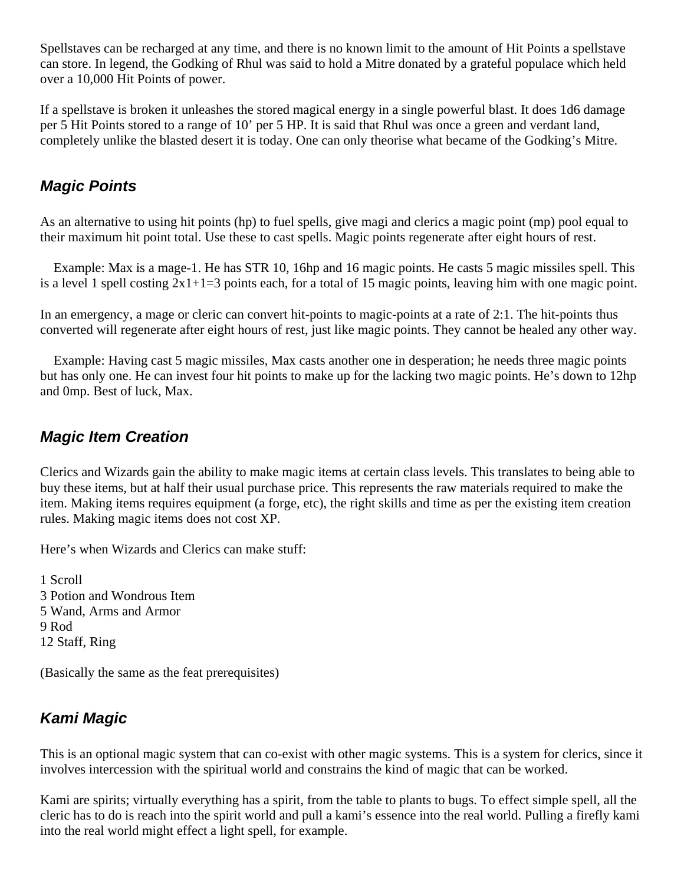Spellstaves can be recharged at any time, and there is no known limit to the amount of Hit Points a spellstave can store. In legend, the Godking of Rhul was said to hold a Mitre donated by a grateful populace which held over a 10,000 Hit Points of power.

If a spellstave is broken it unleashes the stored magical energy in a single powerful blast. It does 1d6 damage per 5 Hit Points stored to a range of 10' per 5 HP. It is said that Rhul was once a green and verdant land, completely unlike the blasted desert it is today. One can only theorise what became of the Godking's Mitre.

### *Magic Points*

As an alternative to using hit points (hp) to fuel spells, give magi and clerics a magic point (mp) pool equal to their maximum hit point total. Use these to cast spells. Magic points regenerate after eight hours of rest.

Example: Max is a mage-1. He has STR 10, 16hp and 16 magic points. He casts 5 magic missiles spell. This is a level 1 spell costing 2x1+1=3 points each, for a total of 15 magic points, leaving him with one magic point.

In an emergency, a mage or cleric can convert hit-points to magic-points at a rate of 2:1. The hit-points thus converted will regenerate after eight hours of rest, just like magic points. They cannot be healed any other way.

Example: Having cast 5 magic missiles, Max casts another one in desperation; he needs three magic points but has only one. He can invest four hit points to make up for the lacking two magic points. He's down to 12hp and 0mp. Best of luck, Max.

### *Magic Item Creation*

Clerics and Wizards gain the ability to make magic items at certain class levels. This translates to being able to buy these items, but at half their usual purchase price. This represents the raw materials required to make the item. Making items requires equipment (a forge, etc), the right skills and time as per the existing item creation rules. Making magic items does not cost XP.

Here's when Wizards and Clerics can make stuff:

1 Scroll
3 Potion and Wondrous Item
5 Wand, Arms and Armor
9 Rod
12 Staff, Ring

(Basically the same as the feat prerequisites)

### *Kami Magic*

This is an optional magic system that can co-exist with other magic systems. This is a system for clerics, since it involves intercession with the spiritual world and constrains the kind of magic that can be worked.

Kami are spirits; virtually everything has a spirit, from the table to plants to bugs. To effect simple spell, all the cleric has to do is reach into the spirit world and pull a kami's essence into the real world. Pulling a firefly kami into the real world might effect a light spell, for example.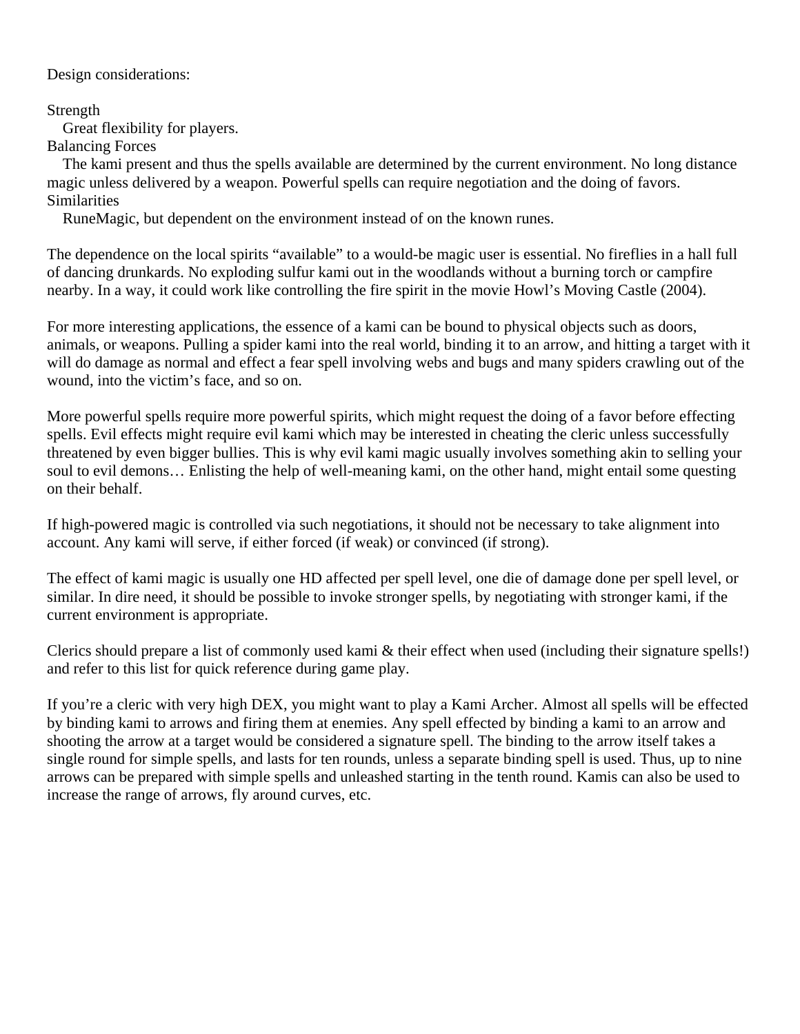Design considerations:

Strength

Great flexibility for players.

Balancing Forces

The kami present and thus the spells available are determined by the current environment. No long distance magic unless delivered by a weapon. Powerful spells can require negotiation and the doing of favors.

Similarities

RuneMagic, but dependent on the environment instead of on the known runes.

The dependence on the local spirits "available" to a would-be magic user is essential. No fireflies in a hall full of dancing drunkards. No exploding sulfur kami out in the woodlands without a burning torch or campfire nearby. In a way, it could work like controlling the fire spirit in the movie Howl's Moving Castle (2004).

For more interesting applications, the essence of a kami can be bound to physical objects such as doors, animals, or weapons. Pulling a spider kami into the real world, binding it to an arrow, and hitting a target with it will do damage as normal and effect a fear spell involving webs and bugs and many spiders crawling out of the wound, into the victim's face, and so on.

More powerful spells require more powerful spirits, which might request the doing of a favor before effecting spells. Evil effects might require evil kami which may be interested in cheating the cleric unless successfully threatened by even bigger bullies. This is why evil kami magic usually involves something akin to selling your soul to evil demons… Enlisting the help of well-meaning kami, on the other hand, might entail some questing on their behalf.

If high-powered magic is controlled via such negotiations, it should not be necessary to take alignment into account. Any kami will serve, if either forced (if weak) or convinced (if strong).

The effect of kami magic is usually one HD affected per spell level, one die of damage done per spell level, or similar. In dire need, it should be possible to invoke stronger spells, by negotiating with stronger kami, if the current environment is appropriate.

Clerics should prepare a list of commonly used kami & their effect when used (including their signature spells!) and refer to this list for quick reference during game play.

If you're a cleric with very high DEX, you might want to play a Kami Archer. Almost all spells will be effected by binding kami to arrows and firing them at enemies. Any spell effected by binding a kami to an arrow and shooting the arrow at a target would be considered a signature spell. The binding to the arrow itself takes a single round for simple spells, and lasts for ten rounds, unless a separate binding spell is used. Thus, up to nine arrows can be prepared with simple spells and unleashed starting in the tenth round. Kamis can also be used to increase the range of arrows, fly around curves, etc.